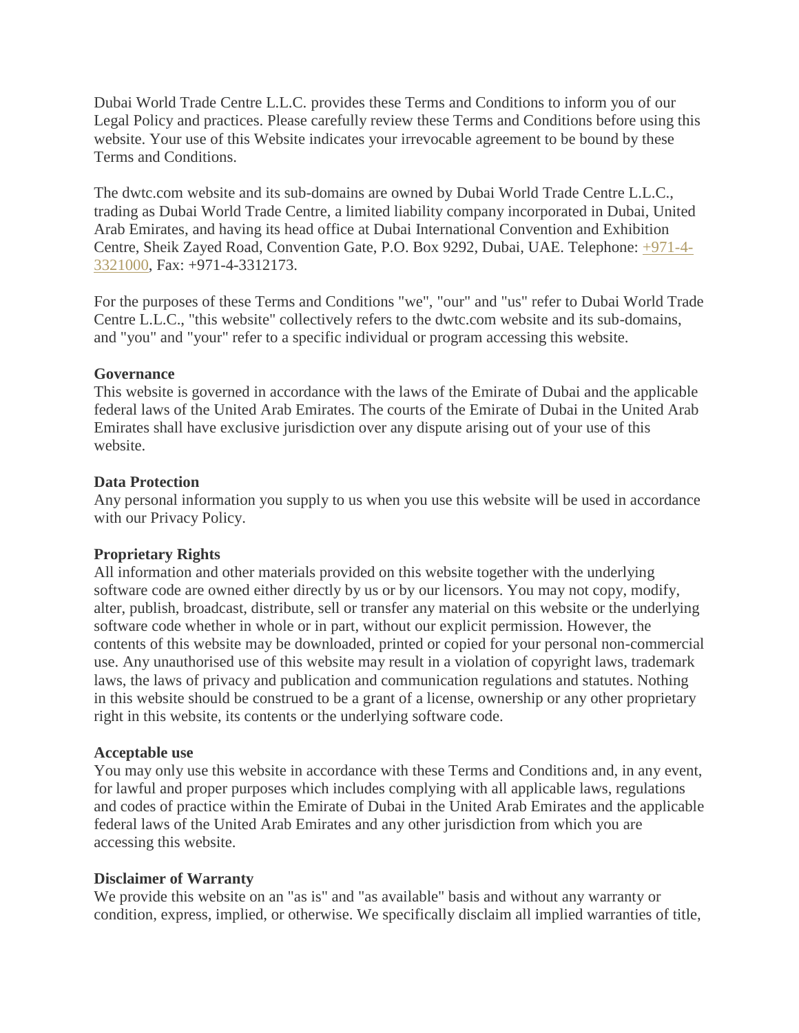Dubai World Trade Centre L.L.C. provides these Terms and Conditions to inform you of our Legal Policy and practices. Please carefully review these Terms and Conditions before using this website. Your use of this Website indicates your irrevocable agreement to be bound by these Terms and Conditions.

The dwtc.com website and its sub-domains are owned by Dubai World Trade Centre L.L.C., trading as Dubai World Trade Centre, a limited liability company incorporated in Dubai, United Arab Emirates, and having its head office at Dubai International Convention and Exhibition Centre, Sheik Zayed Road, Convention Gate, P.O. Box 9292, Dubai, UAE. Telephone: +971-4-3321000, Fax: +971-4-3312173.

For the purposes of these Terms and Conditions "we", "our" and "us" refer to Dubai World Trade Centre L.L.C., "this website" collectively refers to the dwtc.com website and its sub-domains, and "you" and "your" refer to a specific individual or program accessing this website.

**Governance**
This website is governed in accordance with the laws of the Emirate of Dubai and the applicable federal laws of the United Arab Emirates. The courts of the Emirate of Dubai in the United Arab Emirates shall have exclusive jurisdiction over any dispute arising out of your use of this website.

**Data Protection**
Any personal information you supply to us when you use this website will be used in accordance with our Privacy Policy.

**Proprietary Rights**
All information and other materials provided on this website together with the underlying software code are owned either directly by us or by our licensors. You may not copy, modify, alter, publish, broadcast, distribute, sell or transfer any material on this website or the underlying software code whether in whole or in part, without our explicit permission. However, the contents of this website may be downloaded, printed or copied for your personal non-commercial use. Any unauthorised use of this website may result in a violation of copyright laws, trademark laws, the laws of privacy and publication and communication regulations and statutes. Nothing in this website should be construed to be a grant of a license, ownership or any other proprietary right in this website, its contents or the underlying software code.

**Acceptable use**
You may only use this website in accordance with these Terms and Conditions and, in any event, for lawful and proper purposes which includes complying with all applicable laws, regulations and codes of practice within the Emirate of Dubai in the United Arab Emirates and the applicable federal laws of the United Arab Emirates and any other jurisdiction from which you are accessing this website.

**Disclaimer of Warranty**
We provide this website on an "as is" and "as available" basis and without any warranty or condition, express, implied, or otherwise. We specifically disclaim all implied warranties of title,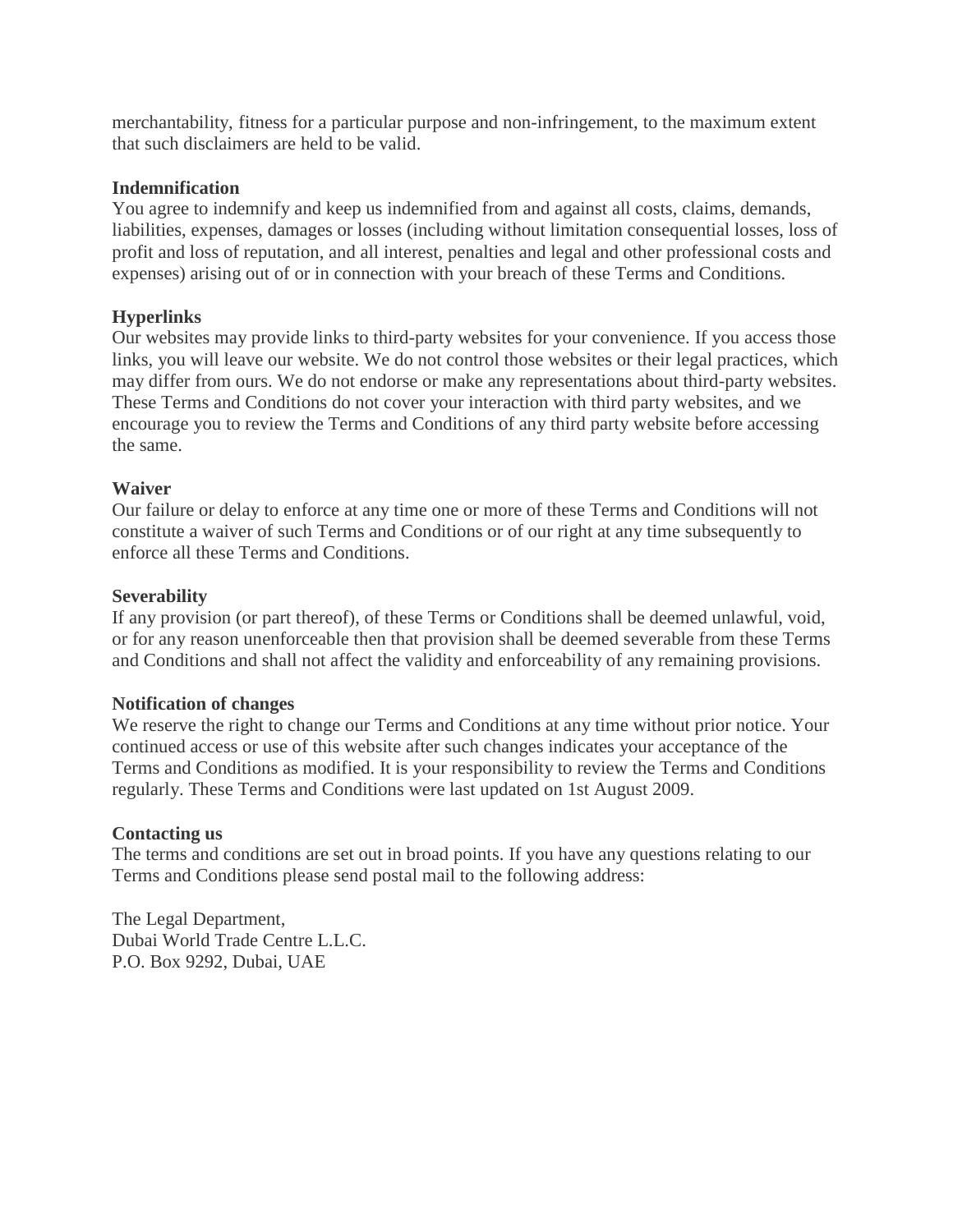merchantability, fitness for a particular purpose and non-infringement, to the maximum extent that such disclaimers are held to be valid.

**Indemnification**
You agree to indemnify and keep us indemnified from and against all costs, claims, demands, liabilities, expenses, damages or losses (including without limitation consequential losses, loss of profit and loss of reputation, and all interest, penalties and legal and other professional costs and expenses) arising out of or in connection with your breach of these Terms and Conditions.

**Hyperlinks**
Our websites may provide links to third-party websites for your convenience. If you access those links, you will leave our website. We do not control those websites or their legal practices, which may differ from ours. We do not endorse or make any representations about third-party websites. These Terms and Conditions do not cover your interaction with third party websites, and we encourage you to review the Terms and Conditions of any third party website before accessing the same.

**Waiver**
Our failure or delay to enforce at any time one or more of these Terms and Conditions will not constitute a waiver of such Terms and Conditions or of our right at any time subsequently to enforce all these Terms and Conditions.

**Severability**
If any provision (or part thereof), of these Terms or Conditions shall be deemed unlawful, void, or for any reason unenforceable then that provision shall be deemed severable from these Terms and Conditions and shall not affect the validity and enforceability of any remaining provisions.

**Notification of changes**
We reserve the right to change our Terms and Conditions at any time without prior notice. Your continued access or use of this website after such changes indicates your acceptance of the Terms and Conditions as modified. It is your responsibility to review the Terms and Conditions regularly. These Terms and Conditions were last updated on 1st August 2009.

**Contacting us**
The terms and conditions are set out in broad points. If you have any questions relating to our Terms and Conditions please send postal mail to the following address:

The Legal Department,
Dubai World Trade Centre L.L.C.
P.O. Box 9292, Dubai, UAE